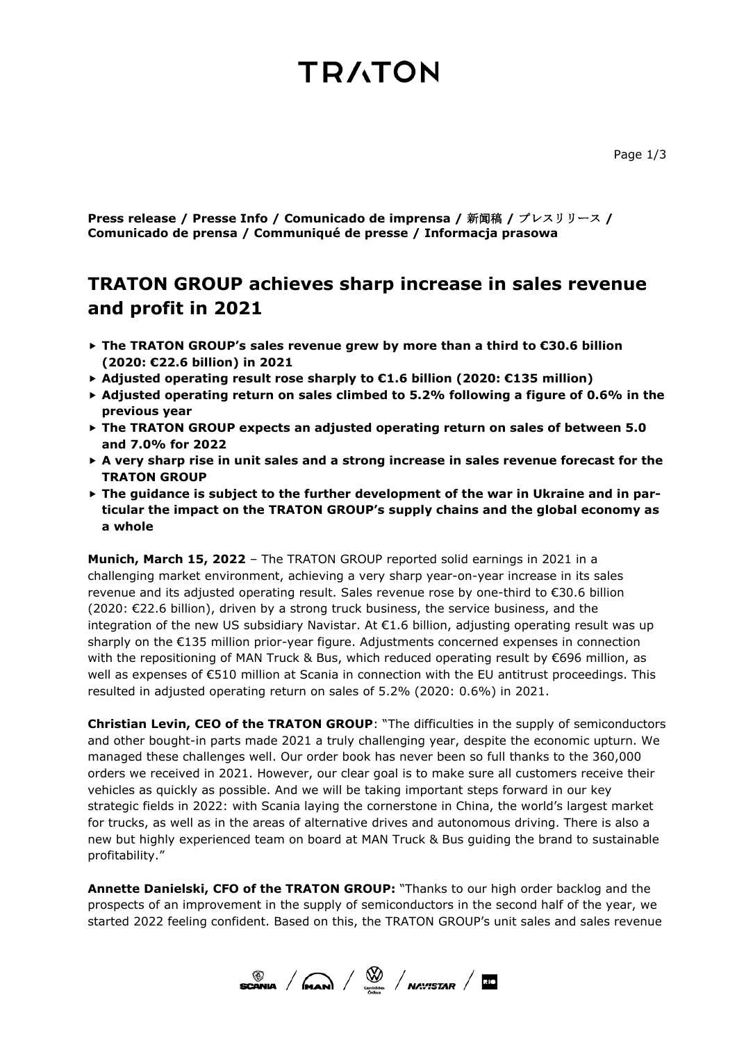# TRATON

**Press release / Presse Info / Comunicado de imprensa / 新闻稿 / プレスリリース / Comunicado de prensa / Communiqué de presse / Informacja prasowa**

## TRATON GROUP achieves sharp increase in sales revenue and profit in 2021

- **The TRATON GROUP's sales revenue grew by more than a third to €30.6 billion (2020: €22.6 billion) in 2021**
- **Adjusted operating result rose sharply to €1.6 billion (2020: €135 million)**
- **Adjusted operating return on sales climbed to 5.2% following a figure of 0.6% in the previous year**
- **The TRATON GROUP expects an adjusted operating return on sales of between 5.0 and 7.0% for 2022**
- **A very sharp rise in unit sales and a strong increase in sales revenue forecast for the TRATON GROUP**
- **The guidance is subject to the further development of the war in Ukraine and in particular the impact on the TRATON GROUP's supply chains and the global economy as a whole**

**Munich, March 15, 2022** – The TRATON GROUP reported solid earnings in 2021 in a challenging market environment, achieving a very sharp year-on-year increase in its sales revenue and its adjusted operating result. Sales revenue rose by one-third to €30.6 billion (2020: €22.6 billion), driven by a strong truck business, the service business, and the integration of the new US subsidiary Navistar. At €1.6 billion, adjusting operating result was up sharply on the €135 million prior-year figure. Adjustments concerned expenses in connection with the repositioning of MAN Truck & Bus, which reduced operating result by €696 million, as well as expenses of €510 million at Scania in connection with the EU antitrust proceedings. This resulted in adjusted operating return on sales of 5.2% (2020: 0.6%) in 2021.

**Christian Levin, CEO of the TRATON GROUP**: "The difficulties in the supply of semiconductors and other bought-in parts made 2021 a truly challenging year, despite the economic upturn. We managed these challenges well. Our order book has never been so full thanks to the 360,000 orders we received in 2021. However, our clear goal is to make sure all customers receive their vehicles as quickly as possible. And we will be taking important steps forward in our key strategic fields in 2022: with Scania laying the cornerstone in China, the world's largest market for trucks, as well as in the areas of alternative drives and autonomous driving. There is also a new but highly experienced team on board at MAN Truck & Bus guiding the brand to sustainable profitability."

**Annette Danielski, CFO of the TRATON GROUP:** "Thanks to our high order backlog and the prospects of an improvement in the supply of semiconductors in the second half of the year, we started 2022 feeling confident. Based on this, the TRATON GROUP's unit sales and sales revenue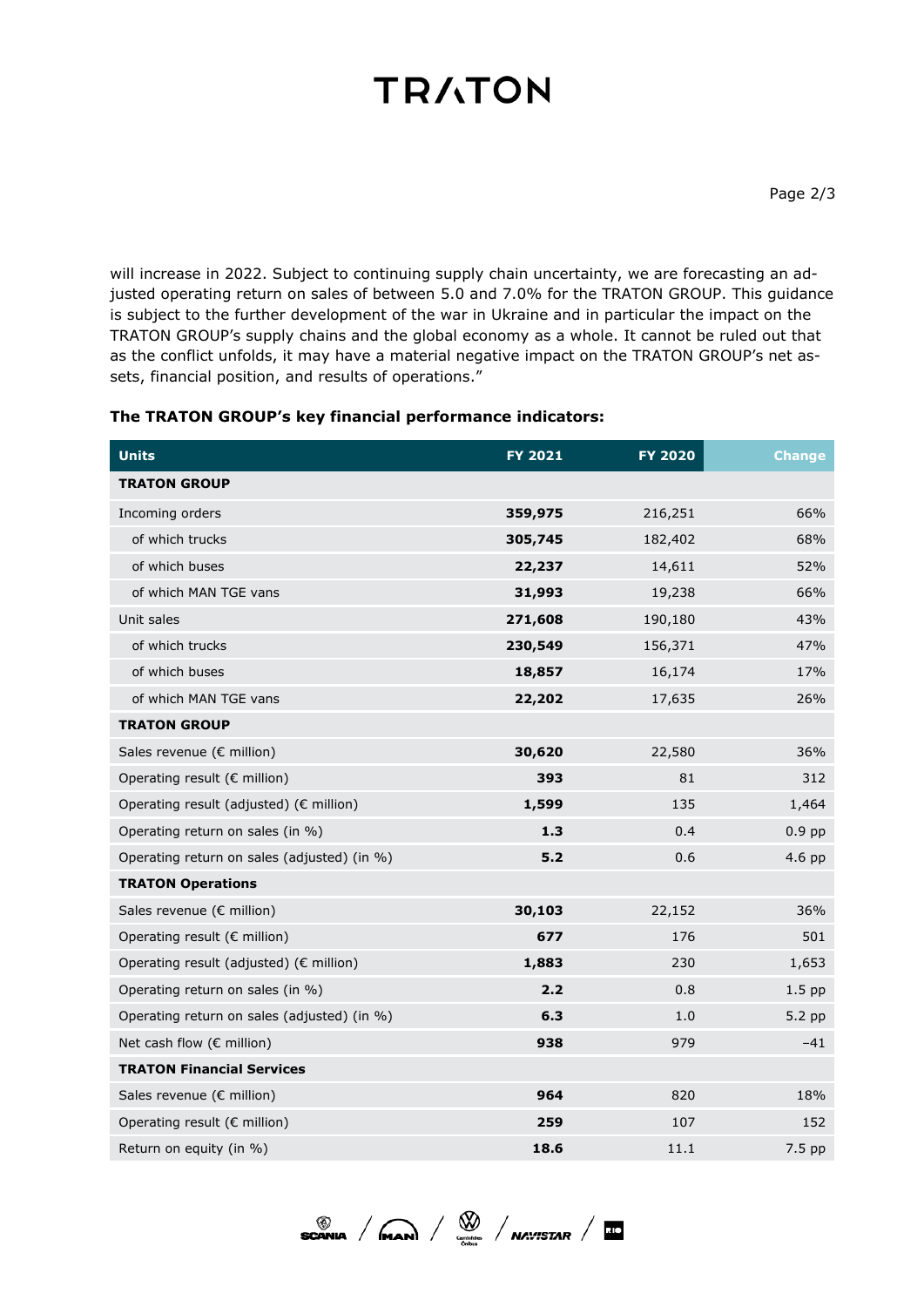will increase in 2022. Subject to continuing supply chain uncertainty, we are forecasting an adjusted operating return on sales of between 5.0 and 7.0% for the TRATON GROUP. This guidance is subject to the further development of the war in Ukraine and in particular the impact on the TRATON GROUP's supply chains and the global economy as a whole. It cannot be ruled out that as the conflict unfolds, it may have a material negative impact on the TRATON GROUP's net assets, financial position, and results of operations."

**The TRATON GROUP's key financial performance indicators:**

| Units | FY 2021 | FY 2020 | Change |
|---|---|---|---|
| **TRATON GROUP** | | | |
| Incoming orders | **359,975** | 216,251 | 66% |
| of which trucks | **305,745** | 182,402 | 68% |
| of which buses | **22,237** | 14,611 | 52% |
| of which MAN TGE vans | **31,993** | 19,238 | 66% |
| Unit sales | **271,608** | 190,180 | 43% |
| of which trucks | **230,549** | 156,371 | 47% |
| of which buses | **18,857** | 16,174 | 17% |
| of which MAN TGE vans | **22,202** | 17,635 | 26% |
| **TRATON GROUP** | | | |
| Sales revenue (€ million) | **30,620** | 22,580 | 36% |
| Operating result (€ million) | **393** | 81 | 312 |
| Operating result (adjusted) (€ million) | **1,599** | 135 | 1,464 |
| Operating return on sales (in %) | **1.3** | 0.4 | 0.9 pp |
| Operating return on sales (adjusted) (in %) | **5.2** | 0.6 | 4.6 pp |
| **TRATON Operations** | | | |
| Sales revenue (€ million) | **30,103** | 22,152 | 36% |
| Operating result (€ million) | **677** | 176 | 501 |
| Operating result (adjusted) (€ million) | **1,883** | 230 | 1,653 |
| Operating return on sales (in %) | **2.2** | 0.8 | 1.5 pp |
| Operating return on sales (adjusted) (in %) | **6.3** | 1.0 | 5.2 pp |
| Net cash flow (€ million) | **938** | 979 | –41 |
| **TRATON Financial Services** | | | |
| Sales revenue (€ million) | **964** | 820 | 18% |
| Operating result (€ million) | **259** | 107 | 152 |
| Return on equity (in %) | **18.6** | 11.1 | 7.5 pp |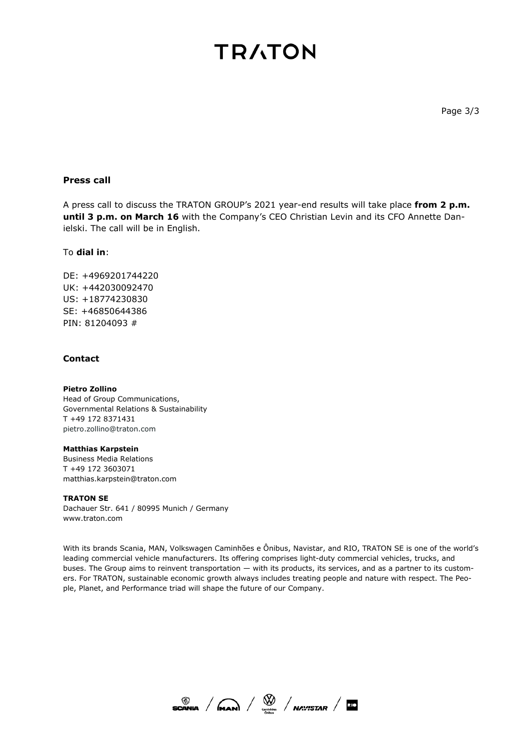## Press call

A press call to discuss the TRATON GROUP's 2021 year-end results will take place **from 2 p.m. until 3 p.m. on March 16** with the Company's CEO Christian Levin and its CFO Annette Danielski. The call will be in English.

To **dial in**:

DE: +4969201744220
UK: +442030092470
US: +18774230830
SE: +46850644386
PIN: 81204093 #

## Contact

**Pietro Zollino**
Head of Group Communications,
Governmental Relations & Sustainability
T +49 172 8371431
pietro.zollino@traton.com

**Matthias Karpstein**
Business Media Relations
T +49 172 3603071
matthias.karpstein@traton.com

**TRATON SE**
Dachauer Str. 641 / 80995 Munich / Germany
www.traton.com

With its brands Scania, MAN, Volkswagen Caminhões e Ônibus, Navistar, and RIO, TRATON SE is one of the world's leading commercial vehicle manufacturers. Its offering comprises light-duty commercial vehicles, trucks, and buses. The Group aims to reinvent transportation — with its products, its services, and as a partner to its customers. For TRATON, sustainable economic growth always includes treating people and nature with respect. The People, Planet, and Performance triad will shape the future of our Company.